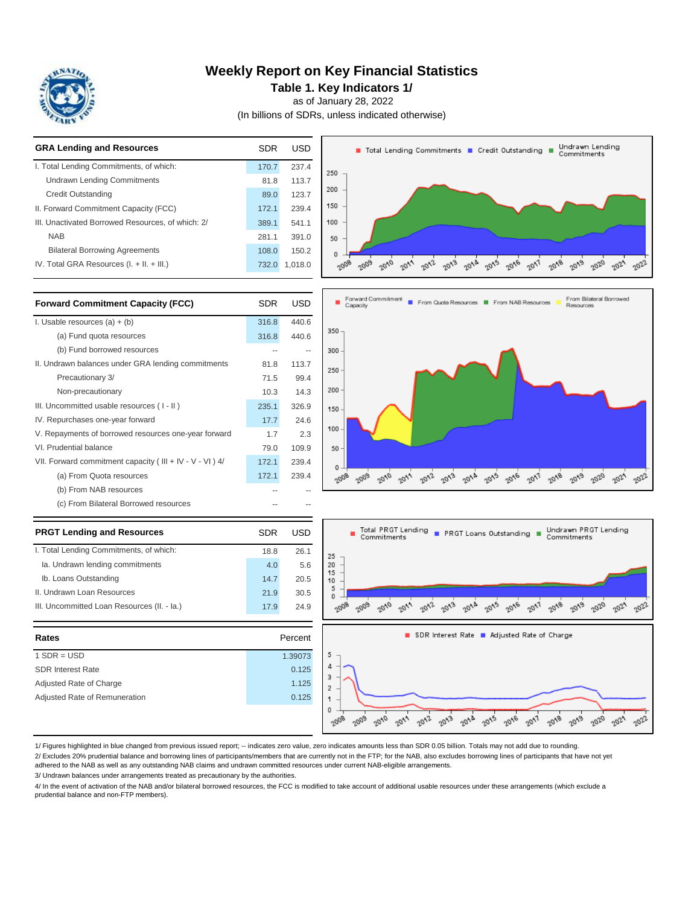# Weekly Report on Key Financial Statistics

## Table 1. Key Indicators 1/

as of January 28, 2022

(In billions of SDRs, unless indicated otherwise)

| GRA Lending and Resources | SDR | USD |
|---|---|---|
| I. Total Lending Commitments, of which: | 170.7 | 237.4 |
| Undrawn Lending Commitments | 81.8 | 113.7 |
| Credit Outstanding | 89.0 | 123.7 |
| II. Forward Commitment Capacity (FCC) | 172.1 | 239.4 |
| III. Unactivated Borrowed Resources, of which: 2/ | 389.1 | 541.1 |
| NAB | 281.1 | 391.0 |
| Bilateral Borrowing Agreements | 108.0 | 150.2 |
| IV. Total GRA Resources (I. + II. + III.) | 732.0 | 1,018.0 |

| Forward Commitment Capacity (FCC) | SDR | USD |
|---|---|---|
| I. Usable resources (a) + (b) | 316.8 | 440.6 |
| (a) Fund quota resources | 316.8 | 440.6 |
| (b) Fund borrowed resources | -- | -- |
| II. Undrawn balances under GRA lending commitments | 81.8 | 113.7 |
| Precautionary 3/ | 71.5 | 99.4 |
| Non-precautionary | 10.3 | 14.3 |
| III. Uncommitted usable resources ( I - II ) | 235.1 | 326.9 |
| IV. Repurchases one-year forward | 17.7 | 24.6 |
| V. Repayments of borrowed resources one-year forward | 1.7 | 2.3 |
| VI. Prudential balance | 79.0 | 109.9 |
| VII. Forward commitment capacity ( III + IV - V - VI ) 4/ | 172.1 | 239.4 |
| (a) From Quota resources | 172.1 | 239.4 |
| (b) From NAB resources | -- | -- |
| (c) From Bilateral Borrowed resources | -- | -- |

| PRGT Lending and Resources | SDR | USD |
|---|---|---|
| I. Total Lending Commitments, of which: | 18.8 | 26.1 |
| Ia. Undrawn lending commitments | 4.0 | 5.6 |
| Ib. Loans Outstanding | 14.7 | 20.5 |
| II. Undrawn Loan Resources | 21.9 | 30.5 |
| III. Uncommitted Loan Resources (II. - Ia.) | 17.9 | 24.9 |

| Rates | Percent |
|---|---|
| 1 SDR = USD | 1.39073 |
| SDR Interest Rate | 0.125 |
| Adjusted Rate of Charge | 1.125 |
| Adjusted Rate of Remuneration | 0.125 |

1/ Figures highlighted in blue changed from previous issued report; -- indicates zero value, zero indicates amounts less than SDR 0.05 billion. Totals may not add due to rounding.

2/ Excludes 20% prudential balance and borrowing lines of participants/members that are currently not in the FTP; for the NAB, also excludes borrowing lines of participants that have not yet adhered to the NAB as well as any outstanding NAB claims and undrawn committed resources under current NAB-eligible arrangements.

3/ Undrawn balances under arrangements treated as precautionary by the authorities.

4/ In the event of activation of the NAB and/or bilateral borrowed resources, the FCC is modified to take account of additional usable resources under these arrangements (which exclude a prudential balance and non-FTP members).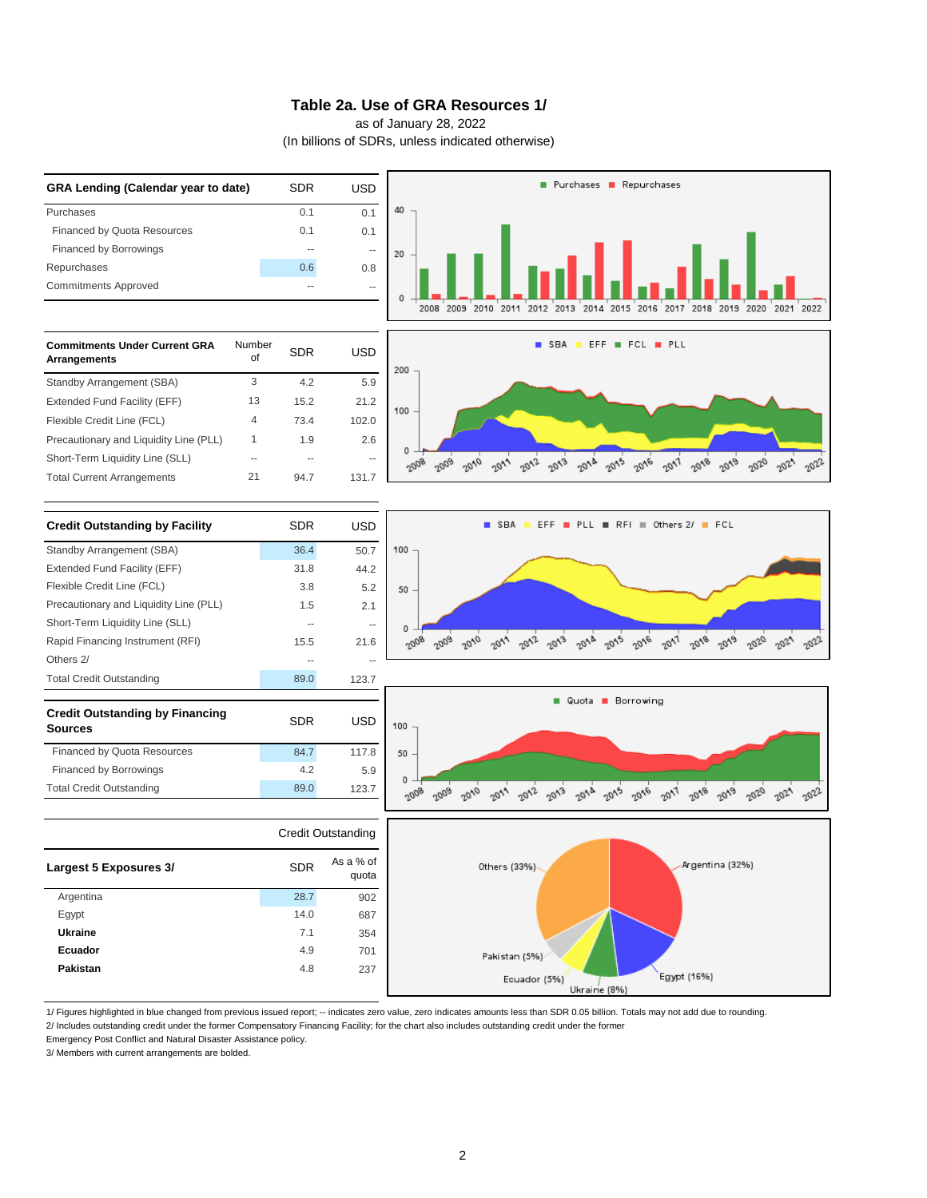# Table 2a. Use of GRA Resources 1/

as of January 28, 2022

(In billions of SDRs, unless indicated otherwise)

| GRA Lending (Calendar year to date) | SDR | USD |
|---|---|---|
| Purchases | 0.1 | 0.1 |
| Financed by Quota Resources | 0.1 | 0.1 |
| Financed by Borrowings | -- | -- |
| Repurchases | 0.6 | 0.8 |
| Commitments Approved | -- | -- |

| Commitments Under Current GRA Arrangements | Number of | SDR | USD |
|---|---|---|---|
| Standby Arrangement (SBA) | 3 | 4.2 | 5.9 |
| Extended Fund Facility (EFF) | 13 | 15.2 | 21.2 |
| Flexible Credit Line (FCL) | 4 | 73.4 | 102.0 |
| Precautionary and Liquidity Line (PLL) | 1 | 1.9 | 2.6 |
| Short-Term Liquidity Line (SLL) | -- | -- | -- |
| Total Current Arrangements | 21 | 94.7 | 131.7 |

| Credit Outstanding by Facility | SDR | USD |
|---|---|---|
| Standby Arrangement (SBA) | 36.4 | 50.7 |
| Extended Fund Facility (EFF) | 31.8 | 44.2 |
| Flexible Credit Line (FCL) | 3.8 | 5.2 |
| Precautionary and Liquidity Line (PLL) | 1.5 | 2.1 |
| Short-Term Liquidity Line (SLL) | -- | -- |
| Rapid Financing Instrument (RFI) | 15.5 | 21.6 |
| Others 2/ | -- | -- |
| Total Credit Outstanding | 89.0 | 123.7 |

| Credit Outstanding by Financing Sources | SDR | USD |
|---|---|---|
| Financed by Quota Resources | 84.7 | 117.8 |
| Financed by Borrowings | 4.2 | 5.9 |
| Total Credit Outstanding | 89.0 | 123.7 |

| | Credit Outstanding | |
|---|---|---|
| Largest 5 Exposures 3/ | SDR | As a % of quota |
| Argentina | 28.7 | 902 |
| Egypt | 14.0 | 687 |
| **Ukraine** | 7.1 | 354 |
| **Ecuador** | 4.9 | 701 |
| **Pakistan** | 4.8 | 237 |

1/ Figures highlighted in blue changed from previous issued report; -- indicates zero value, zero indicates amounts less than SDR 0.05 billion. Totals may not add due to rounding.

2/ Includes outstanding credit under the former Compensatory Financing Facility; for the chart also includes outstanding credit under the former Emergency Post Conflict and Natural Disaster Assistance policy.

3/ Members with current arrangements are bolded.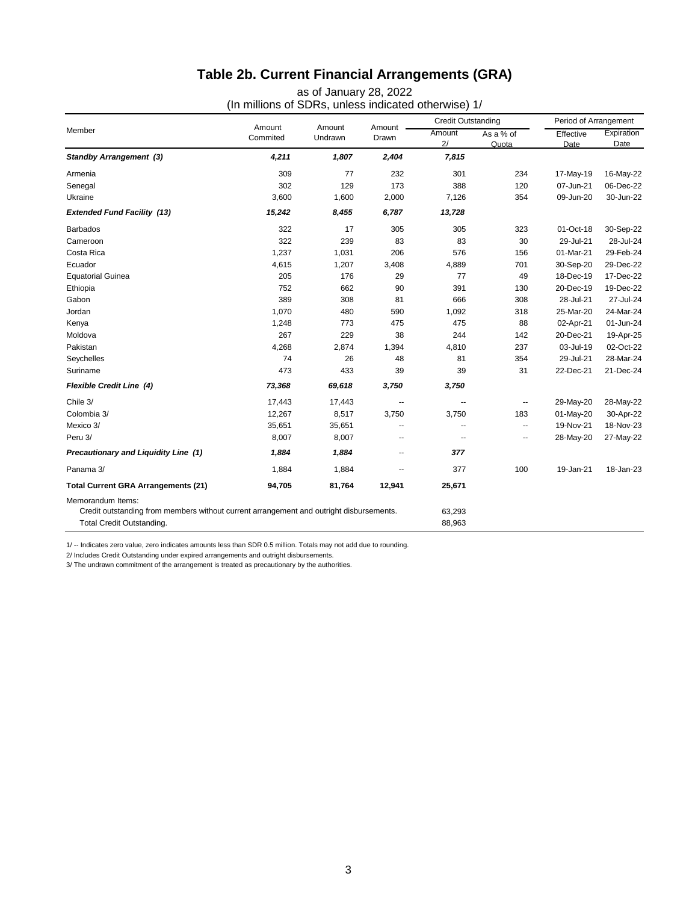# Table 2b. Current Financial Arrangements (GRA)

as of January 28, 2022
(In millions of SDRs, unless indicated otherwise) 1/

| Member | Amount Commited | Amount Undrawn | Amount Drawn | Credit Outstanding | | Period of Arrangement | |
|---|---|---|---|---|---|---|---|
| | | | | Amount 2/ | As a % of Quota | Effective Date | Expiration Date |
| ***Standby Arrangement (3)*** | ***4,211*** | ***1,807*** | ***2,404*** | ***7,815*** | | | |
| Armenia | 309 | 77 | 232 | 301 | 234 | 17-May-19 | 16-May-22 |
| Senegal | 302 | 129 | 173 | 388 | 120 | 07-Jun-21 | 06-Dec-22 |
| Ukraine | 3,600 | 1,600 | 2,000 | 7,126 | 354 | 09-Jun-20 | 30-Jun-22 |
| ***Extended Fund Facility (13)*** | ***15,242*** | ***8,455*** | ***6,787*** | ***13,728*** | | | |
| Barbados | 322 | 17 | 305 | 305 | 323 | 01-Oct-18 | 30-Sep-22 |
| Cameroon | 322 | 239 | 83 | 83 | 30 | 29-Jul-21 | 28-Jul-24 |
| Costa Rica | 1,237 | 1,031 | 206 | 576 | 156 | 01-Mar-21 | 29-Feb-24 |
| Ecuador | 4,615 | 1,207 | 3,408 | 4,889 | 701 | 30-Sep-20 | 29-Dec-22 |
| Equatorial Guinea | 205 | 176 | 29 | 77 | 49 | 18-Dec-19 | 17-Dec-22 |
| Ethiopia | 752 | 662 | 90 | 391 | 130 | 20-Dec-19 | 19-Dec-22 |
| Gabon | 389 | 308 | 81 | 666 | 308 | 28-Jul-21 | 27-Jul-24 |
| Jordan | 1,070 | 480 | 590 | 1,092 | 318 | 25-Mar-20 | 24-Mar-24 |
| Kenya | 1,248 | 773 | 475 | 475 | 88 | 02-Apr-21 | 01-Jun-24 |
| Moldova | 267 | 229 | 38 | 244 | 142 | 20-Dec-21 | 19-Apr-25 |
| Pakistan | 4,268 | 2,874 | 1,394 | 4,810 | 237 | 03-Jul-19 | 02-Oct-22 |
| Seychelles | 74 | 26 | 48 | 81 | 354 | 29-Jul-21 | 28-Mar-24 |
| Suriname | 473 | 433 | 39 | 39 | 31 | 22-Dec-21 | 21-Dec-24 |
| ***Flexible Credit Line (4)*** | ***73,368*** | ***69,618*** | ***3,750*** | ***3,750*** | | | |
| Chile 3/ | 17,443 | 17,443 | -- | -- | -- | 29-May-20 | 28-May-22 |
| Colombia 3/ | 12,267 | 8,517 | 3,750 | 3,750 | 183 | 01-May-20 | 30-Apr-22 |
| Mexico 3/ | 35,651 | 35,651 | -- | -- | -- | 19-Nov-21 | 18-Nov-23 |
| Peru 3/ | 8,007 | 8,007 | -- | -- | -- | 28-May-20 | 27-May-22 |
| ***Precautionary and Liquidity Line (1)*** | ***1,884*** | ***1,884*** | -- | ***377*** | | | |
| Panama 3/ | 1,884 | 1,884 | -- | 377 | 100 | 19-Jan-21 | 18-Jan-23 |
| **Total Current GRA Arrangements (21)** | **94,705** | **81,764** | **12,941** | **25,671** | | | |
| Memorandum Items: | | | | | | | |
| Credit outstanding from members without current arrangement and outright disbursements. | | | | 63,293 | | | |
| Total Credit Outstanding. | | | | 88,963 | | | |

1/ -- Indicates zero value, zero indicates amounts less than SDR 0.5 million. Totals may not add due to rounding.

2/ Includes Credit Outstanding under expired arrangements and outright disbursements.

3/ The undrawn commitment of the arrangement is treated as precautionary by the authorities.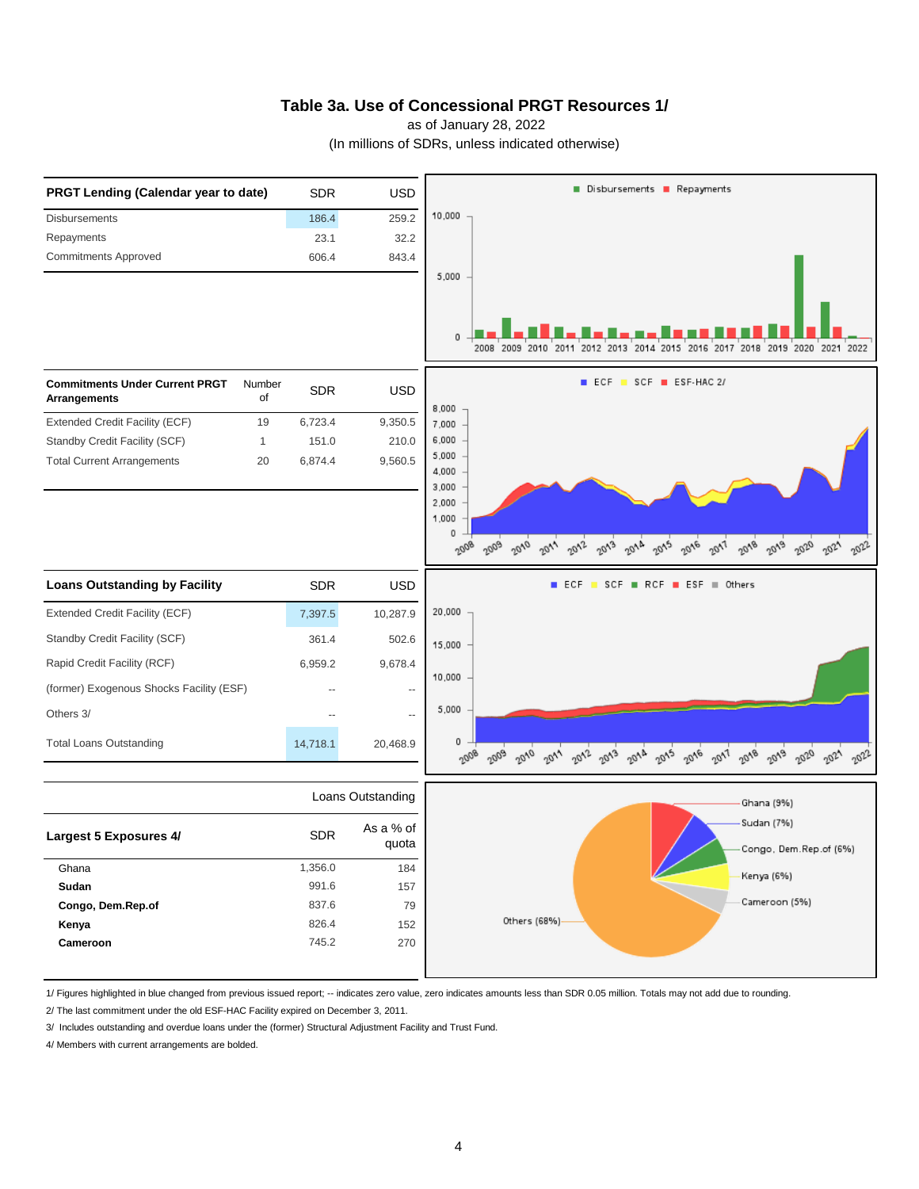# Table 3a. Use of Concessional PRGT Resources 1/

as of January 28, 2022

(In millions of SDRs, unless indicated otherwise)

| PRGT Lending (Calendar year to date) | SDR | USD |
|---|---|---|
| Disbursements | 186.4 | 259.2 |
| Repayments | 23.1 | 32.2 |
| Commitments Approved | 606.4 | 843.4 |

| Commitments Under Current PRGT Arrangements | Number of | SDR | USD |
|---|---|---|---|
| Extended Credit Facility (ECF) | 19 | 6,723.4 | 9,350.5 |
| Standby Credit Facility (SCF) | 1 | 151.0 | 210.0 |
| Total Current Arrangements | 20 | 6,874.4 | 9,560.5 |

| Loans Outstanding by Facility | SDR | USD |
|---|---|---|
| Extended Credit Facility (ECF) | 7,397.5 | 10,287.9 |
| Standby Credit Facility (SCF) | 361.4 | 502.6 |
| Rapid Credit Facility (RCF) | 6,959.2 | 9,678.4 |
| (former) Exogenous Shocks Facility (ESF) | -- | -- |
| Others 3/ | -- | -- |
| Total Loans Outstanding | 14,718.1 | 20,468.9 |

| Largest 5 Exposures 4/ | Loans Outstanding SDR | As a % of quota |
|---|---|---|
| Ghana | 1,356.0 | 184 |
| **Sudan** | 991.6 | 157 |
| **Congo, Dem.Rep.of** | 837.6 | 79 |
| **Kenya** | 826.4 | 152 |
| **Cameroon** | 745.2 | 270 |

1/ Figures highlighted in blue changed from previous issued report; -- indicates zero value, zero indicates amounts less than SDR 0.05 million. Totals may not add due to rounding.

2/ The last commitment under the old ESF-HAC Facility expired on December 3, 2011.

3/ Includes outstanding and overdue loans under the (former) Structural Adjustment Facility and Trust Fund.

4/ Members with current arrangements are bolded.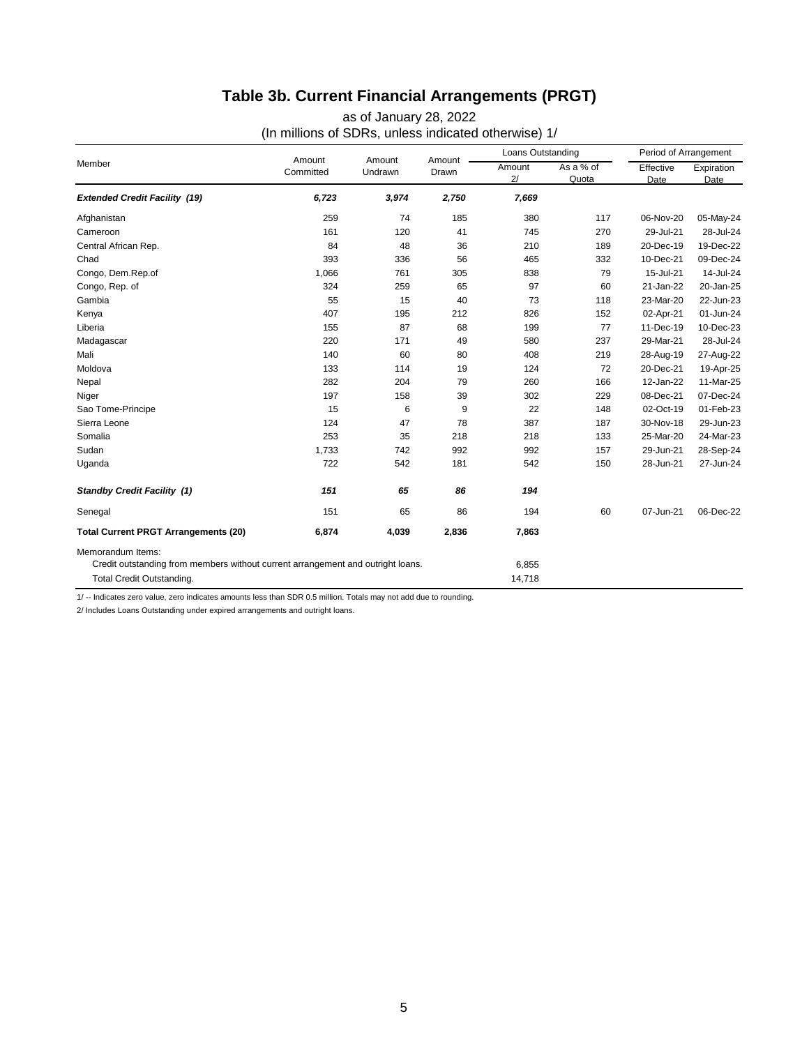# Table 3b. Current Financial Arrangements (PRGT)

as of January 28, 2022

(In millions of SDRs, unless indicated otherwise) 1/

| Member | Amount Committed | Amount Undrawn | Amount Drawn | Loans Outstanding | | Period of Arrangement | |
|---|---|---|---|---|---|---|---|
| | | | | Amount 2/ | As a % of Quota | Effective Date | Expiration Date |
| ***Extended Credit Facility (19)*** | ***6,723*** | ***3,974*** | ***2,750*** | ***7,669*** | | | |
| Afghanistan | 259 | 74 | 185 | 380 | 117 | 06-Nov-20 | 05-May-24 |
| Cameroon | 161 | 120 | 41 | 745 | 270 | 29-Jul-21 | 28-Jul-24 |
| Central African Rep. | 84 | 48 | 36 | 210 | 189 | 20-Dec-19 | 19-Dec-22 |
| Chad | 393 | 336 | 56 | 465 | 332 | 10-Dec-21 | 09-Dec-24 |
| Congo, Dem.Rep.of | 1,066 | 761 | 305 | 838 | 79 | 15-Jul-21 | 14-Jul-24 |
| Congo, Rep. of | 324 | 259 | 65 | 97 | 60 | 21-Jan-22 | 20-Jan-25 |
| Gambia | 55 | 15 | 40 | 73 | 118 | 23-Mar-20 | 22-Jun-23 |
| Kenya | 407 | 195 | 212 | 826 | 152 | 02-Apr-21 | 01-Jun-24 |
| Liberia | 155 | 87 | 68 | 199 | 77 | 11-Dec-19 | 10-Dec-23 |
| Madagascar | 220 | 171 | 49 | 580 | 237 | 29-Mar-21 | 28-Jul-24 |
| Mali | 140 | 60 | 80 | 408 | 219 | 28-Aug-19 | 27-Aug-22 |
| Moldova | 133 | 114 | 19 | 124 | 72 | 20-Dec-21 | 19-Apr-25 |
| Nepal | 282 | 204 | 79 | 260 | 166 | 12-Jan-22 | 11-Mar-25 |
| Niger | 197 | 158 | 39 | 302 | 229 | 08-Dec-21 | 07-Dec-24 |
| Sao Tome-Principe | 15 | 6 | 9 | 22 | 148 | 02-Oct-19 | 01-Feb-23 |
| Sierra Leone | 124 | 47 | 78 | 387 | 187 | 30-Nov-18 | 29-Jun-23 |
| Somalia | 253 | 35 | 218 | 218 | 133 | 25-Mar-20 | 24-Mar-23 |
| Sudan | 1,733 | 742 | 992 | 992 | 157 | 29-Jun-21 | 28-Sep-24 |
| Uganda | 722 | 542 | 181 | 542 | 150 | 28-Jun-21 | 27-Jun-24 |
| ***Standby Credit Facility (1)*** | ***151*** | ***65*** | ***86*** | ***194*** | | | |
| Senegal | 151 | 65 | 86 | 194 | 60 | 07-Jun-21 | 06-Dec-22 |
| **Total Current PRGT Arrangements (20)** | **6,874** | **4,039** | **2,836** | **7,863** | | | |
| Memorandum Items: | | | | | | | |
| Credit outstanding from members without current arrangement and outright loans. | | | | 6,855 | | | |
| Total Credit Outstanding. | | | | 14,718 | | | |

1/ -- Indicates zero value, zero indicates amounts less than SDR 0.5 million. Totals may not add due to rounding.

2/ Includes Loans Outstanding under expired arrangements and outright loans.